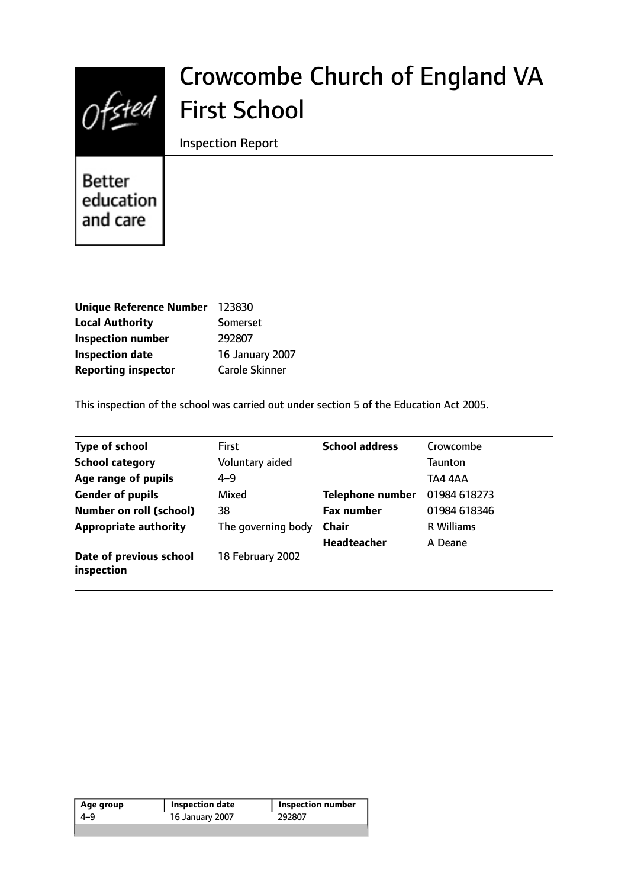# Crowcombe Church of England VA First School

Inspection Report

Better education and care

| | |
|---|---|
| **Unique Reference Number** | 123830 |
| **Local Authority** | Somerset |
| **Inspection number** | 292807 |
| **Inspection date** | 16 January 2007 |
| **Reporting inspector** | Carole Skinner |

This inspection of the school was carried out under section 5 of the Education Act 2005.

| | | | |
|---|---|---|---|
| **Type of school** | First | **School address** | Crowcombe |
| **School category** | Voluntary aided | | Taunton |
| **Age range of pupils** | 4–9 | | TA4 4AA |
| **Gender of pupils** | Mixed | **Telephone number** | 01984 618273 |
| **Number on roll (school)** | 38 | **Fax number** | 01984 618346 |
| **Appropriate authority** | The governing body | **Chair** | R Williams |
| | | **Headteacher** | A Deane |
| **Date of previous school inspection** | 18 February 2002 | | |

| Age group | Inspection date | Inspection number |
|---|---|---|
| 4–9 | 16 January 2007 | 292807 |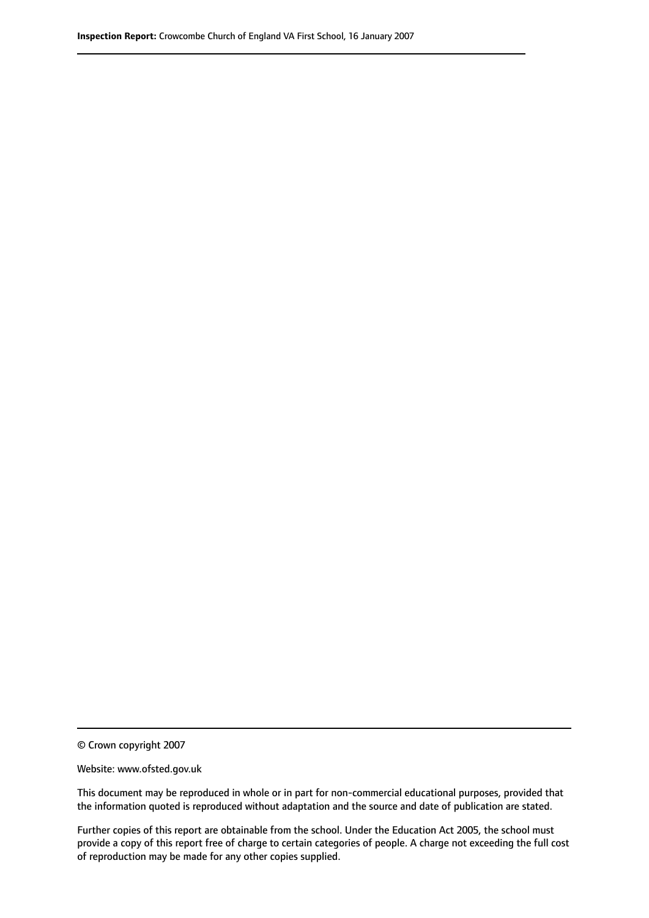© Crown copyright 2007

Website: www.ofsted.gov.uk

This document may be reproduced in whole or in part for non-commercial educational purposes, provided that the information quoted is reproduced without adaptation and the source and date of publication are stated.

Further copies of this report are obtainable from the school. Under the Education Act 2005, the school must provide a copy of this report free of charge to certain categories of people. A charge not exceeding the full cost of reproduction may be made for any other copies supplied.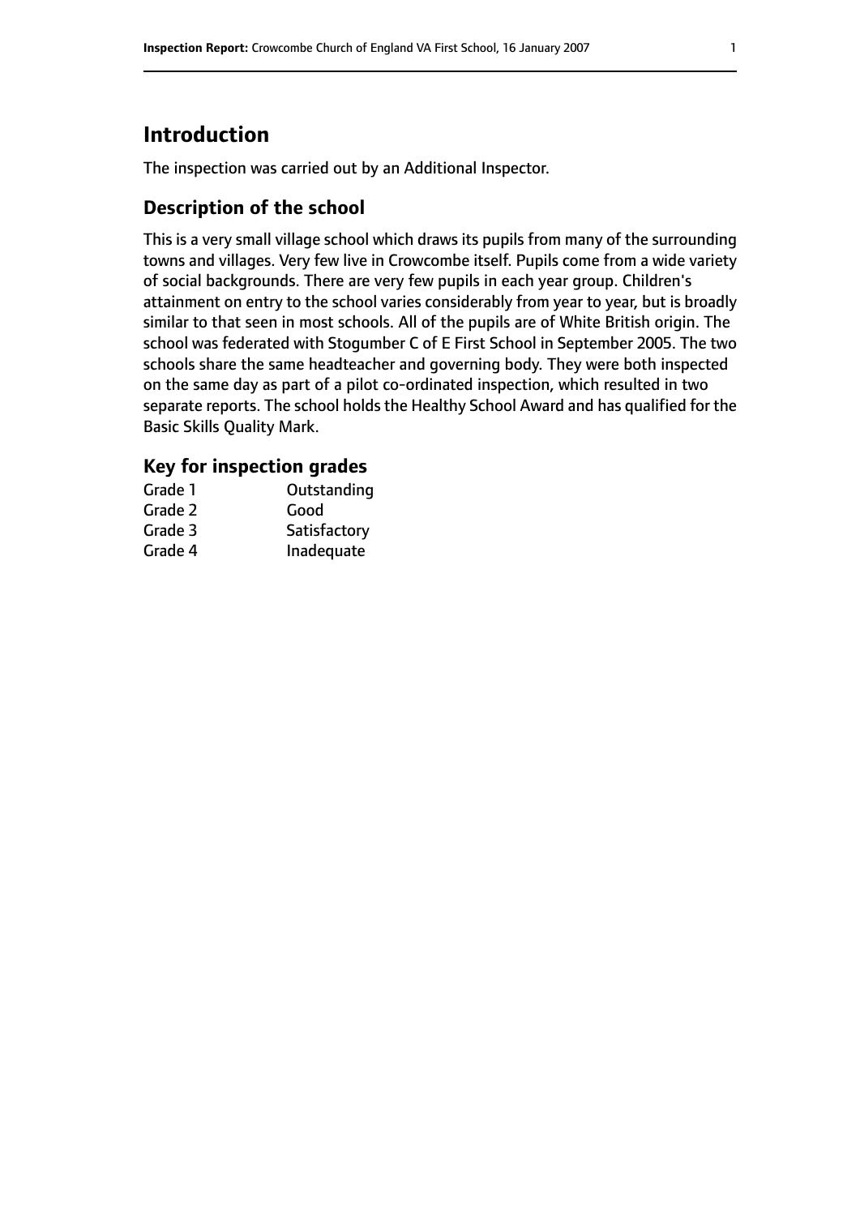## Introduction

The inspection was carried out by an Additional Inspector.

### Description of the school

This is a very small village school which draws its pupils from many of the surrounding towns and villages. Very few live in Crowcombe itself. Pupils come from a wide variety of social backgrounds. There are very few pupils in each year group. Children's attainment on entry to the school varies considerably from year to year, but is broadly similar to that seen in most schools. All of the pupils are of White British origin. The school was federated with Stogumber C of E First School in September 2005. The two schools share the same headteacher and governing body. They were both inspected on the same day as part of a pilot co-ordinated inspection, which resulted in two separate reports. The school holds the Healthy School Award and has qualified for the Basic Skills Quality Mark.

### Key for inspection grades

| | |
|---|---|
| Grade 1 | Outstanding |
| Grade 2 | Good |
| Grade 3 | Satisfactory |
| Grade 4 | Inadequate |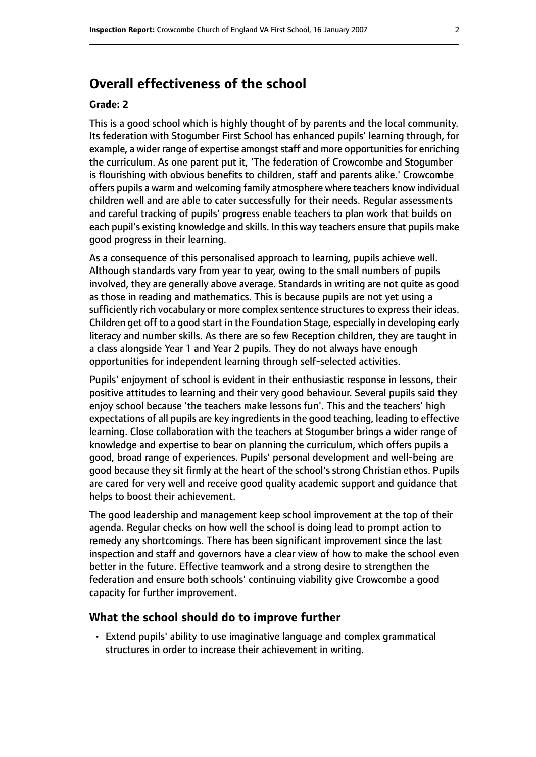## Overall effectiveness of the school

**Grade: 2**

This is a good school which is highly thought of by parents and the local community. Its federation with Stogumber First School has enhanced pupils' learning through, for example, a wider range of expertise amongst staff and more opportunities for enriching the curriculum. As one parent put it, 'The federation of Crowcombe and Stogumber is flourishing with obvious benefits to children, staff and parents alike.' Crowcombe offers pupils a warm and welcoming family atmosphere where teachers know individual children well and are able to cater successfully for their needs. Regular assessments and careful tracking of pupils' progress enable teachers to plan work that builds on each pupil's existing knowledge and skills. In this way teachers ensure that pupils make good progress in their learning.

As a consequence of this personalised approach to learning, pupils achieve well. Although standards vary from year to year, owing to the small numbers of pupils involved, they are generally above average. Standards in writing are not quite as good as those in reading and mathematics. This is because pupils are not yet using a sufficiently rich vocabulary or more complex sentence structures to express their ideas. Children get off to a good start in the Foundation Stage, especially in developing early literacy and number skills. As there are so few Reception children, they are taught in a class alongside Year 1 and Year 2 pupils. They do not always have enough opportunities for independent learning through self-selected activities.

Pupils' enjoyment of school is evident in their enthusiastic response in lessons, their positive attitudes to learning and their very good behaviour. Several pupils said they enjoy school because 'the teachers make lessons fun'. This and the teachers' high expectations of all pupils are key ingredients in the good teaching, leading to effective learning. Close collaboration with the teachers at Stogumber brings a wider range of knowledge and expertise to bear on planning the curriculum, which offers pupils a good, broad range of experiences. Pupils' personal development and well-being are good because they sit firmly at the heart of the school's strong Christian ethos. Pupils are cared for very well and receive good quality academic support and guidance that helps to boost their achievement.

The good leadership and management keep school improvement at the top of their agenda. Regular checks on how well the school is doing lead to prompt action to remedy any shortcomings. There has been significant improvement since the last inspection and staff and governors have a clear view of how to make the school even better in the future. Effective teamwork and a strong desire to strengthen the federation and ensure both schools' continuing viability give Crowcombe a good capacity for further improvement.

### What the school should do to improve further

- Extend pupils' ability to use imaginative language and complex grammatical structures in order to increase their achievement in writing.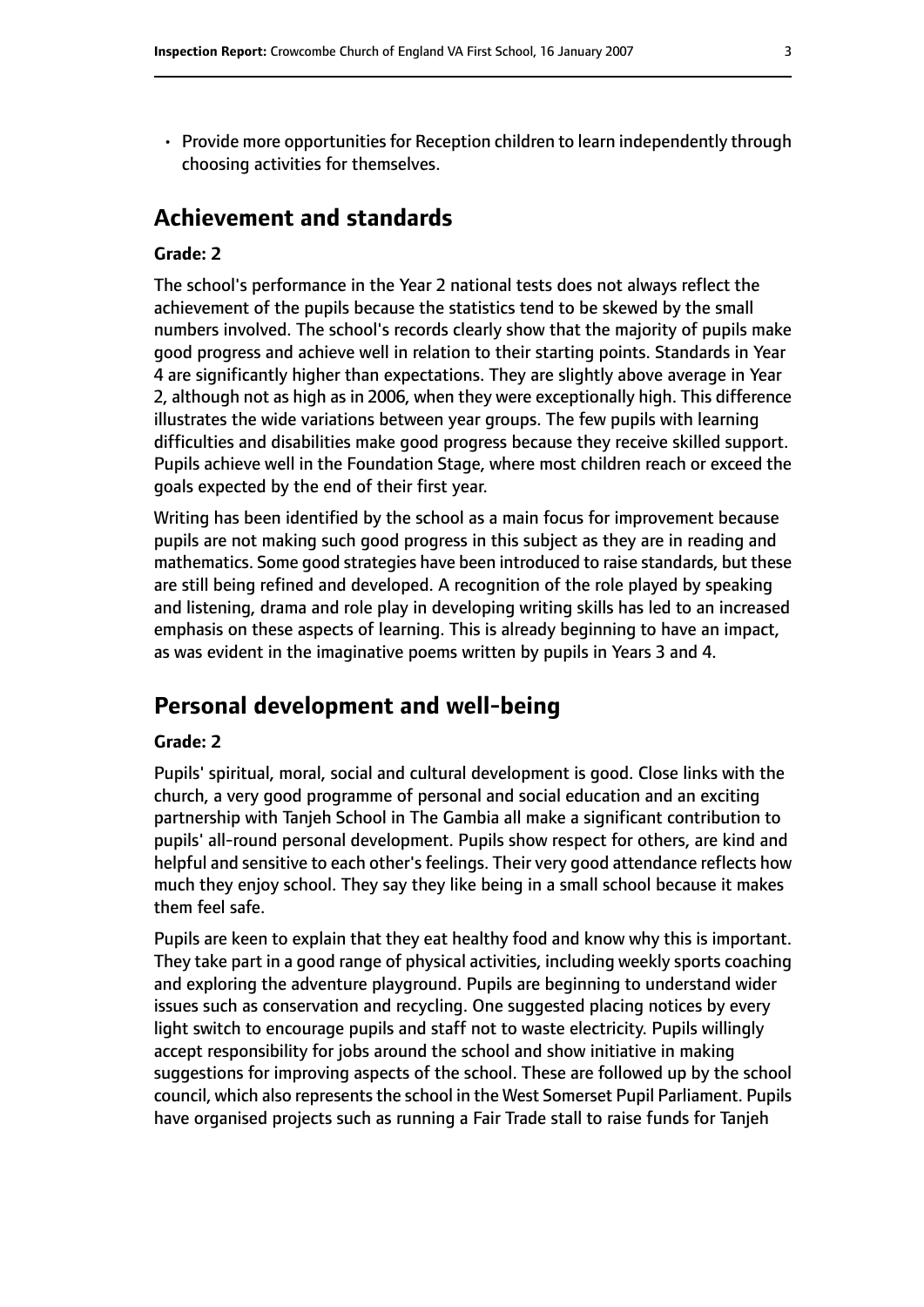- Provide more opportunities for Reception children to learn independently through choosing activities for themselves.

## Achievement and standards

### Grade: 2

The school's performance in the Year 2 national tests does not always reflect the achievement of the pupils because the statistics tend to be skewed by the small numbers involved. The school's records clearly show that the majority of pupils make good progress and achieve well in relation to their starting points. Standards in Year 4 are significantly higher than expectations. They are slightly above average in Year 2, although not as high as in 2006, when they were exceptionally high. This difference illustrates the wide variations between year groups. The few pupils with learning difficulties and disabilities make good progress because they receive skilled support. Pupils achieve well in the Foundation Stage, where most children reach or exceed the goals expected by the end of their first year.

Writing has been identified by the school as a main focus for improvement because pupils are not making such good progress in this subject as they are in reading and mathematics. Some good strategies have been introduced to raise standards, but these are still being refined and developed. A recognition of the role played by speaking and listening, drama and role play in developing writing skills has led to an increased emphasis on these aspects of learning. This is already beginning to have an impact, as was evident in the imaginative poems written by pupils in Years 3 and 4.

## Personal development and well-being

### Grade: 2

Pupils' spiritual, moral, social and cultural development is good. Close links with the church, a very good programme of personal and social education and an exciting partnership with Tanjeh School in The Gambia all make a significant contribution to pupils' all-round personal development. Pupils show respect for others, are kind and helpful and sensitive to each other's feelings. Their very good attendance reflects how much they enjoy school. They say they like being in a small school because it makes them feel safe.

Pupils are keen to explain that they eat healthy food and know why this is important. They take part in a good range of physical activities, including weekly sports coaching and exploring the adventure playground. Pupils are beginning to understand wider issues such as conservation and recycling. One suggested placing notices by every light switch to encourage pupils and staff not to waste electricity. Pupils willingly accept responsibility for jobs around the school and show initiative in making suggestions for improving aspects of the school. These are followed up by the school council, which also represents the school in the West Somerset Pupil Parliament. Pupils have organised projects such as running a Fair Trade stall to raise funds for Tanjeh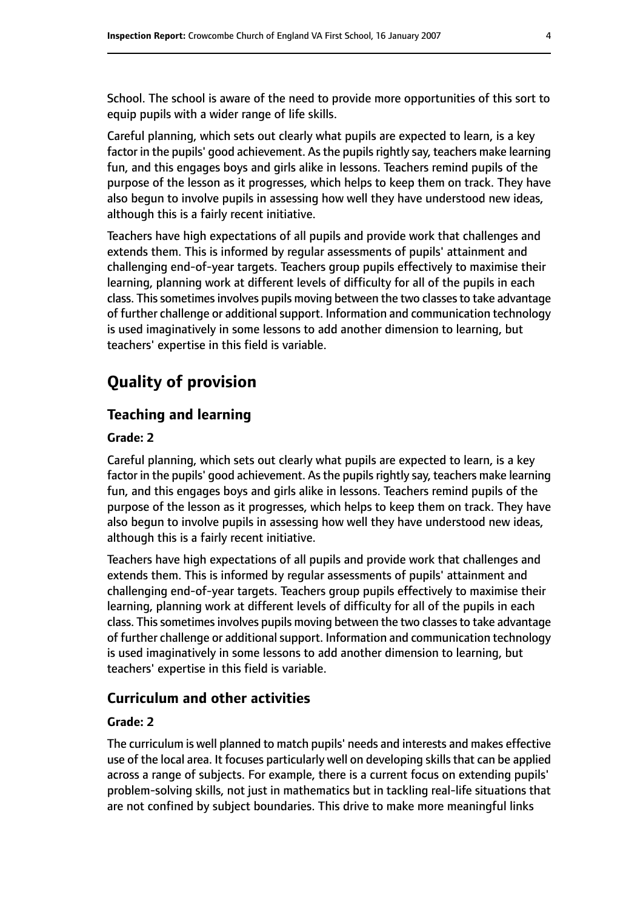School. The school is aware of the need to provide more opportunities of this sort to equip pupils with a wider range of life skills.

Careful planning, which sets out clearly what pupils are expected to learn, is a key factor in the pupils' good achievement. As the pupils rightly say, teachers make learning fun, and this engages boys and girls alike in lessons. Teachers remind pupils of the purpose of the lesson as it progresses, which helps to keep them on track. They have also begun to involve pupils in assessing how well they have understood new ideas, although this is a fairly recent initiative.

Teachers have high expectations of all pupils and provide work that challenges and extends them. This is informed by regular assessments of pupils' attainment and challenging end-of-year targets. Teachers group pupils effectively to maximise their learning, planning work at different levels of difficulty for all of the pupils in each class. This sometimes involves pupils moving between the two classes to take advantage of further challenge or additional support. Information and communication technology is used imaginatively in some lessons to add another dimension to learning, but teachers' expertise in this field is variable.

# Quality of provision

## Teaching and learning

**Grade: 2**

Careful planning, which sets out clearly what pupils are expected to learn, is a key factor in the pupils' good achievement. As the pupils rightly say, teachers make learning fun, and this engages boys and girls alike in lessons. Teachers remind pupils of the purpose of the lesson as it progresses, which helps to keep them on track. They have also begun to involve pupils in assessing how well they have understood new ideas, although this is a fairly recent initiative.

Teachers have high expectations of all pupils and provide work that challenges and extends them. This is informed by regular assessments of pupils' attainment and challenging end-of-year targets. Teachers group pupils effectively to maximise their learning, planning work at different levels of difficulty for all of the pupils in each class. This sometimes involves pupils moving between the two classes to take advantage of further challenge or additional support. Information and communication technology is used imaginatively in some lessons to add another dimension to learning, but teachers' expertise in this field is variable.

## Curriculum and other activities

**Grade: 2**

The curriculum is well planned to match pupils' needs and interests and makes effective use of the local area. It focuses particularly well on developing skills that can be applied across a range of subjects. For example, there is a current focus on extending pupils' problem-solving skills, not just in mathematics but in tackling real-life situations that are not confined by subject boundaries. This drive to make more meaningful links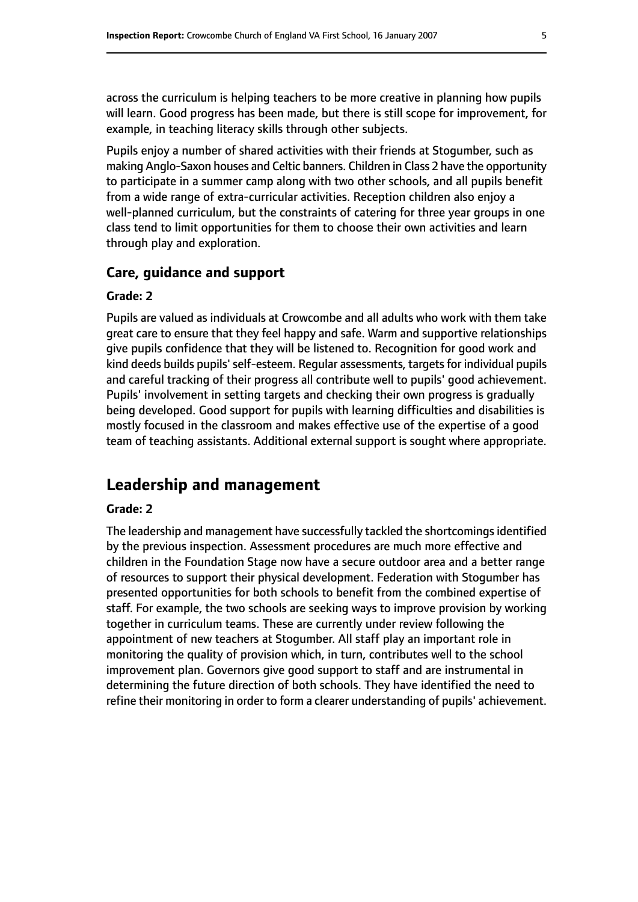across the curriculum is helping teachers to be more creative in planning how pupils will learn. Good progress has been made, but there is still scope for improvement, for example, in teaching literacy skills through other subjects.

Pupils enjoy a number of shared activities with their friends at Stogumber, such as making Anglo-Saxon houses and Celtic banners. Children in Class 2 have the opportunity to participate in a summer camp along with two other schools, and all pupils benefit from a wide range of extra-curricular activities. Reception children also enjoy a well-planned curriculum, but the constraints of catering for three year groups in one class tend to limit opportunities for them to choose their own activities and learn through play and exploration.

### Care, guidance and support

#### Grade: 2

Pupils are valued as individuals at Crowcombe and all adults who work with them take great care to ensure that they feel happy and safe. Warm and supportive relationships give pupils confidence that they will be listened to. Recognition for good work and kind deeds builds pupils' self-esteem. Regular assessments, targets for individual pupils and careful tracking of their progress all contribute well to pupils' good achievement. Pupils' involvement in setting targets and checking their own progress is gradually being developed. Good support for pupils with learning difficulties and disabilities is mostly focused in the classroom and makes effective use of the expertise of a good team of teaching assistants. Additional external support is sought where appropriate.

## Leadership and management

#### Grade: 2

The leadership and management have successfully tackled the shortcomings identified by the previous inspection. Assessment procedures are much more effective and children in the Foundation Stage now have a secure outdoor area and a better range of resources to support their physical development. Federation with Stogumber has presented opportunities for both schools to benefit from the combined expertise of staff. For example, the two schools are seeking ways to improve provision by working together in curriculum teams. These are currently under review following the appointment of new teachers at Stogumber. All staff play an important role in monitoring the quality of provision which, in turn, contributes well to the school improvement plan. Governors give good support to staff and are instrumental in determining the future direction of both schools. They have identified the need to refine their monitoring in order to form a clearer understanding of pupils' achievement.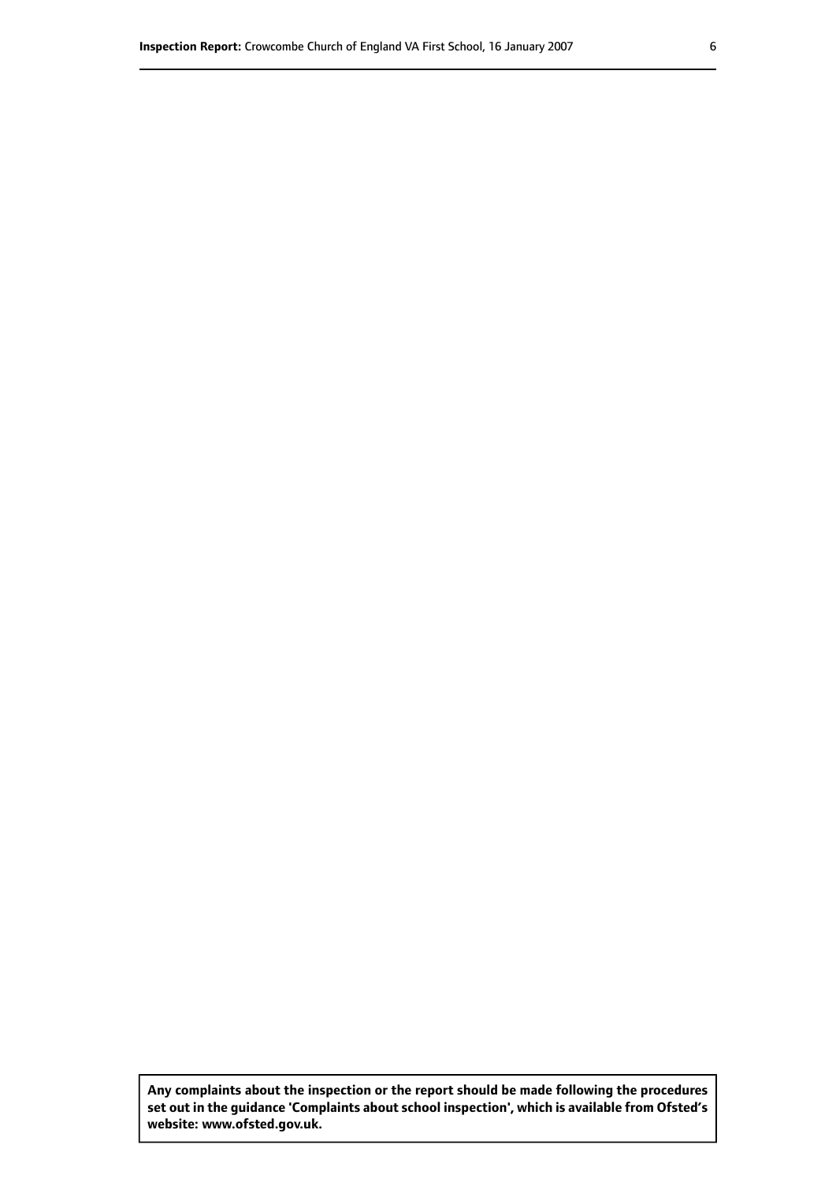**Any complaints about the inspection or the report should be made following the procedures set out in the guidance 'Complaints about school inspection', which is available from Ofsted's website: www.ofsted.gov.uk.**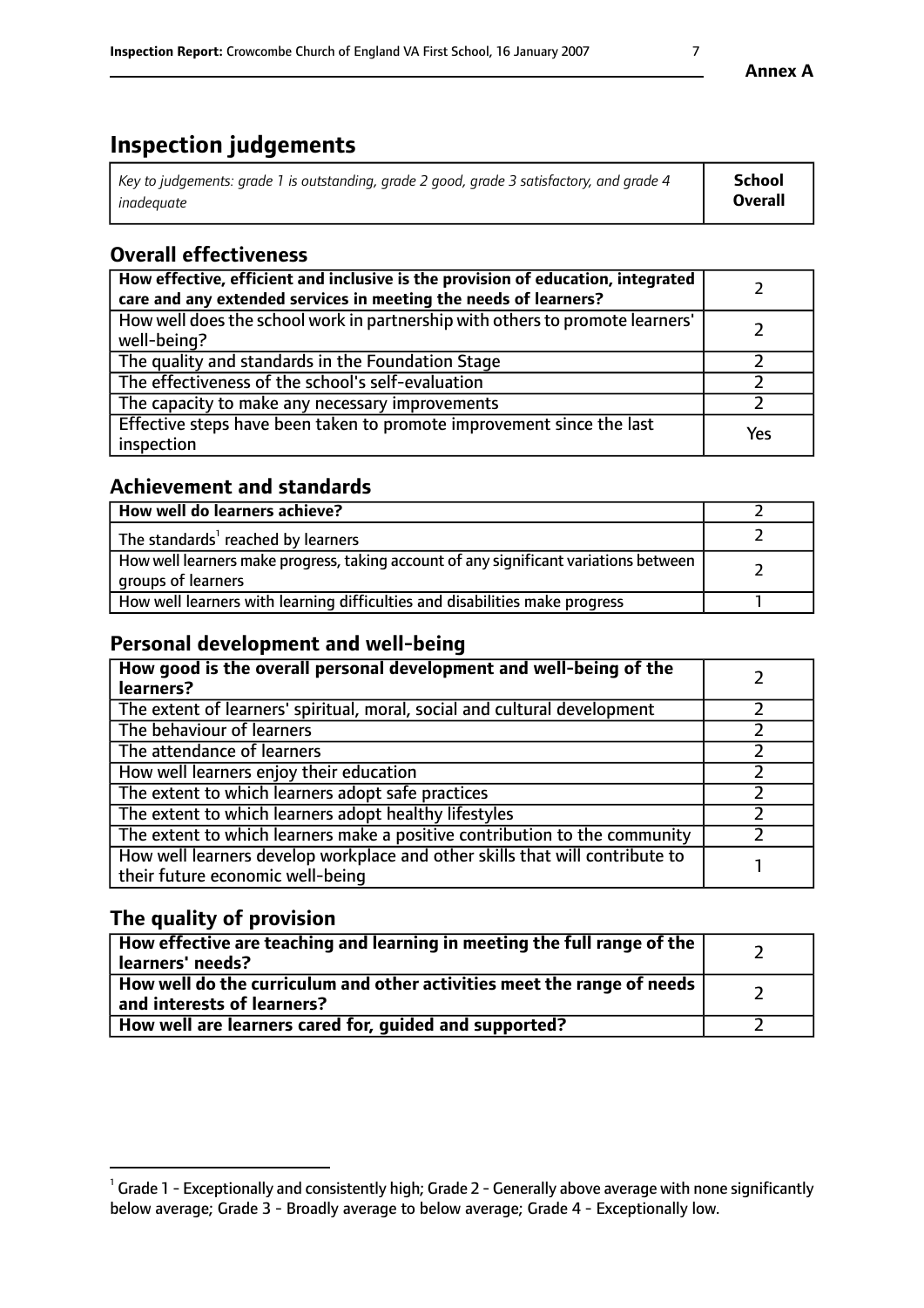# Inspection judgements

| *Key to judgements: grade 1 is outstanding, grade 2 good, grade 3 satisfactory, and grade 4 inadequate* | **School Overall** |
|---|---|

## Overall effectiveness

| | |
|---|---|
| **How effective, efficient and inclusive is the provision of education, integrated care and any extended services in meeting the needs of learners?** | 2 |
| How well does the school work in partnership with others to promote learners' well-being? | 2 |
| The quality and standards in the Foundation Stage | 2 |
| The effectiveness of the school's self-evaluation | 2 |
| The capacity to make any necessary improvements | 2 |
| Effective steps have been taken to promote improvement since the last inspection | Yes |

## Achievement and standards

| | |
|---|---|
| **How well do learners achieve?** | 2 |
| The standards[1] reached by learners | 2 |
| How well learners make progress, taking account of any significant variations between groups of learners | 2 |
| How well learners with learning difficulties and disabilities make progress | 1 |

## Personal development and well-being

| | |
|---|---|
| **How good is the overall personal development and well-being of the learners?** | 2 |
| The extent of learners' spiritual, moral, social and cultural development | 2 |
| The behaviour of learners | 2 |
| The attendance of learners | 2 |
| How well learners enjoy their education | 2 |
| The extent to which learners adopt safe practices | 2 |
| The extent to which learners adopt healthy lifestyles | 2 |
| The extent to which learners make a positive contribution to the community | 2 |
| How well learners develop workplace and other skills that will contribute to their future economic well-being | 1 |

## The quality of provision

| | |
|---|---|
| **How effective are teaching and learning in meeting the full range of the learners' needs?** | 2 |
| **How well do the curriculum and other activities meet the range of needs and interests of learners?** | 2 |
| **How well are learners cared for, guided and supported?** | 2 |

[1] Grade 1 - Exceptionally and consistently high; Grade 2 - Generally above average with none significantly below average; Grade 3 - Broadly average to below average; Grade 4 - Exceptionally low.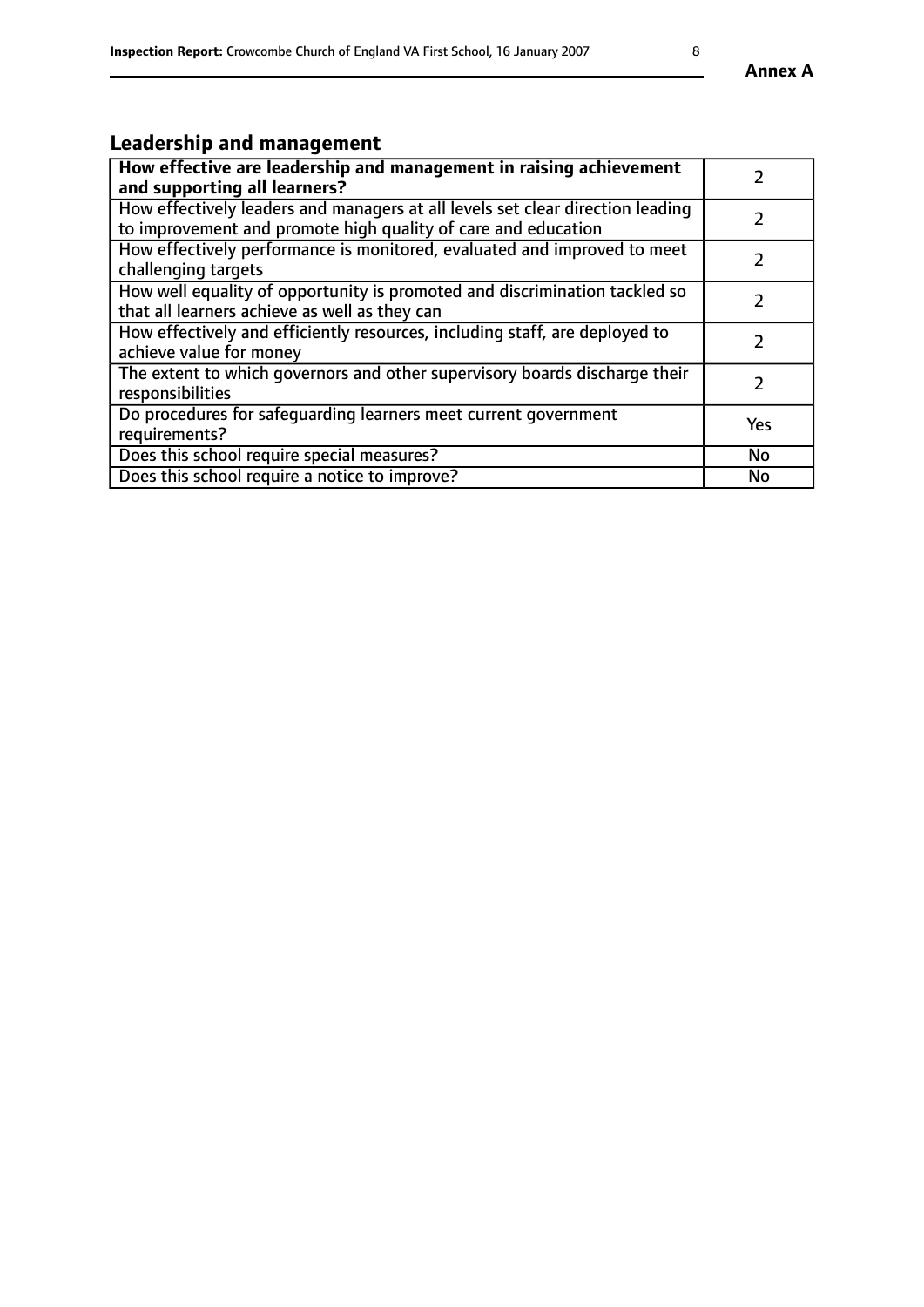## Leadership and management

| | |
|---|---|
| **How effective are leadership and management in raising achievement and supporting all learners?** | 2 |
| How effectively leaders and managers at all levels set clear direction leading to improvement and promote high quality of care and education | 2 |
| How effectively performance is monitored, evaluated and improved to meet challenging targets | 2 |
| How well equality of opportunity is promoted and discrimination tackled so that all learners achieve as well as they can | 2 |
| How effectively and efficiently resources, including staff, are deployed to achieve value for money | 2 |
| The extent to which governors and other supervisory boards discharge their responsibilities | 2 |
| Do procedures for safeguarding learners meet current government requirements? | Yes |
| Does this school require special measures? | No |
| Does this school require a notice to improve? | No |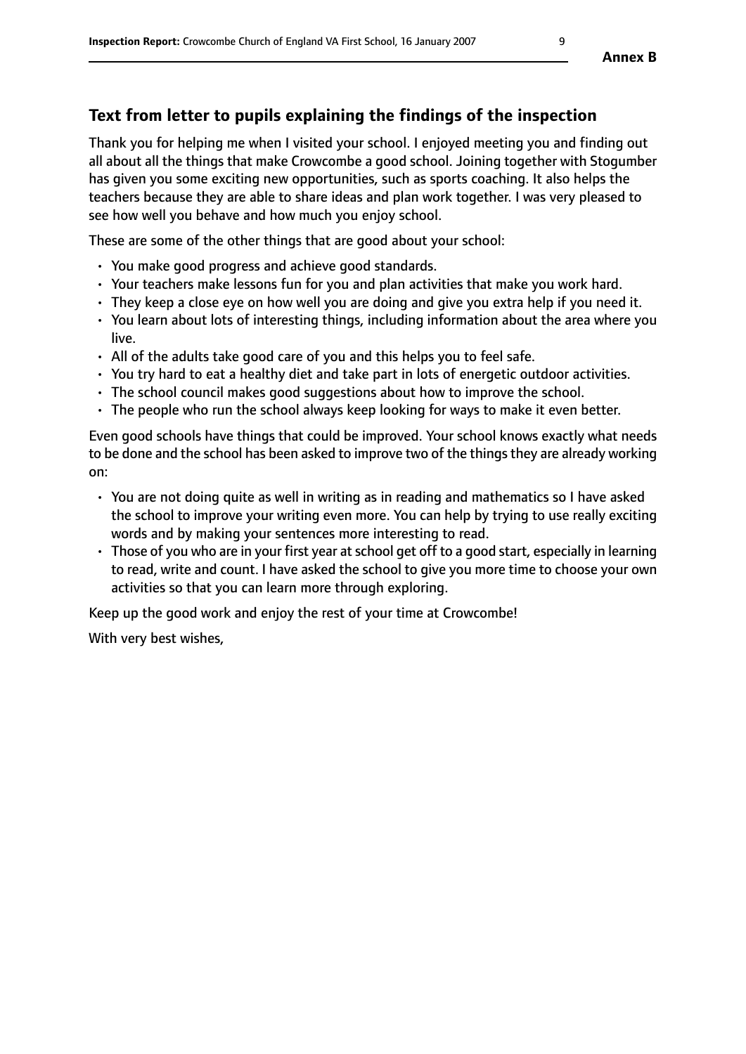## Text from letter to pupils explaining the findings of the inspection

Thank you for helping me when I visited your school. I enjoyed meeting you and finding out all about all the things that make Crowcombe a good school. Joining together with Stogumber has given you some exciting new opportunities, such as sports coaching. It also helps the teachers because they are able to share ideas and plan work together. I was very pleased to see how well you behave and how much you enjoy school.

These are some of the other things that are good about your school:

- You make good progress and achieve good standards.
- Your teachers make lessons fun for you and plan activities that make you work hard.
- They keep a close eye on how well you are doing and give you extra help if you need it.
- You learn about lots of interesting things, including information about the area where you live.
- All of the adults take good care of you and this helps you to feel safe.
- You try hard to eat a healthy diet and take part in lots of energetic outdoor activities.
- The school council makes good suggestions about how to improve the school.
- The people who run the school always keep looking for ways to make it even better.

Even good schools have things that could be improved. Your school knows exactly what needs to be done and the school has been asked to improve two of the things they are already working on:

- You are not doing quite as well in writing as in reading and mathematics so I have asked the school to improve your writing even more. You can help by trying to use really exciting words and by making your sentences more interesting to read.
- Those of you who are in your first year at school get off to a good start, especially in learning to read, write and count. I have asked the school to give you more time to choose your own activities so that you can learn more through exploring.

Keep up the good work and enjoy the rest of your time at Crowcombe!

With very best wishes,